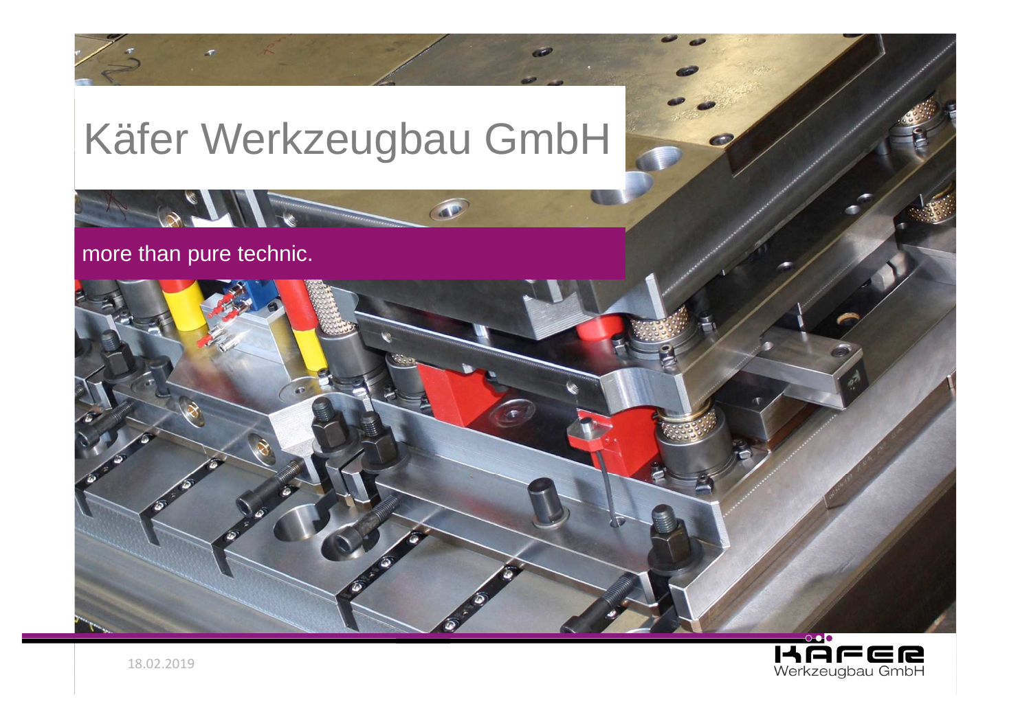# Käfer Werkzeugbau GmbH

more than pure technic.

18.02.2019

KÄFER Werkzeugbau GmbH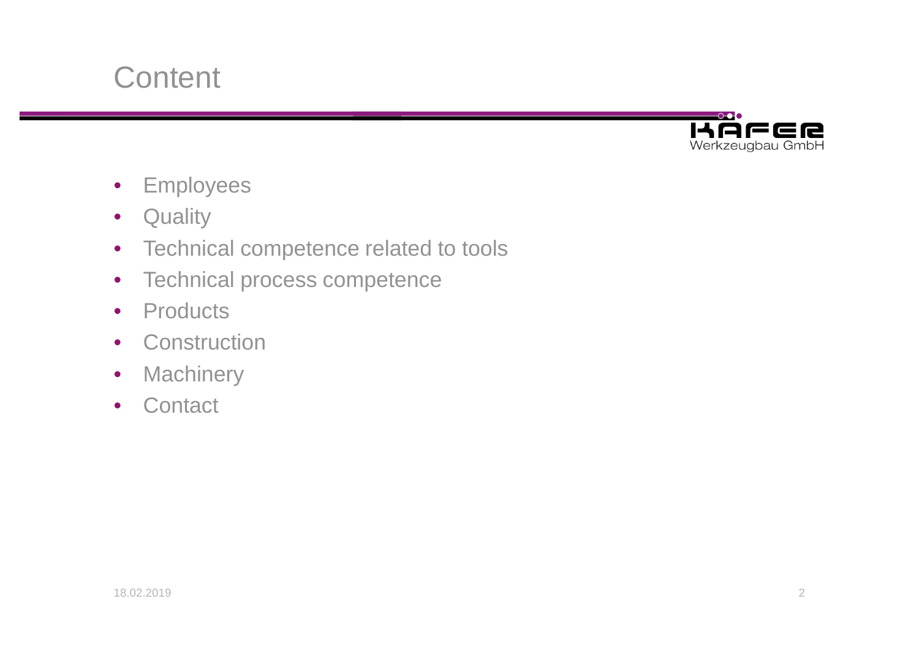# Content

- Employees
- Quality
- Technical competence related to tools
- Technical process competence
- Products
- Construction
- Machinery
- Contact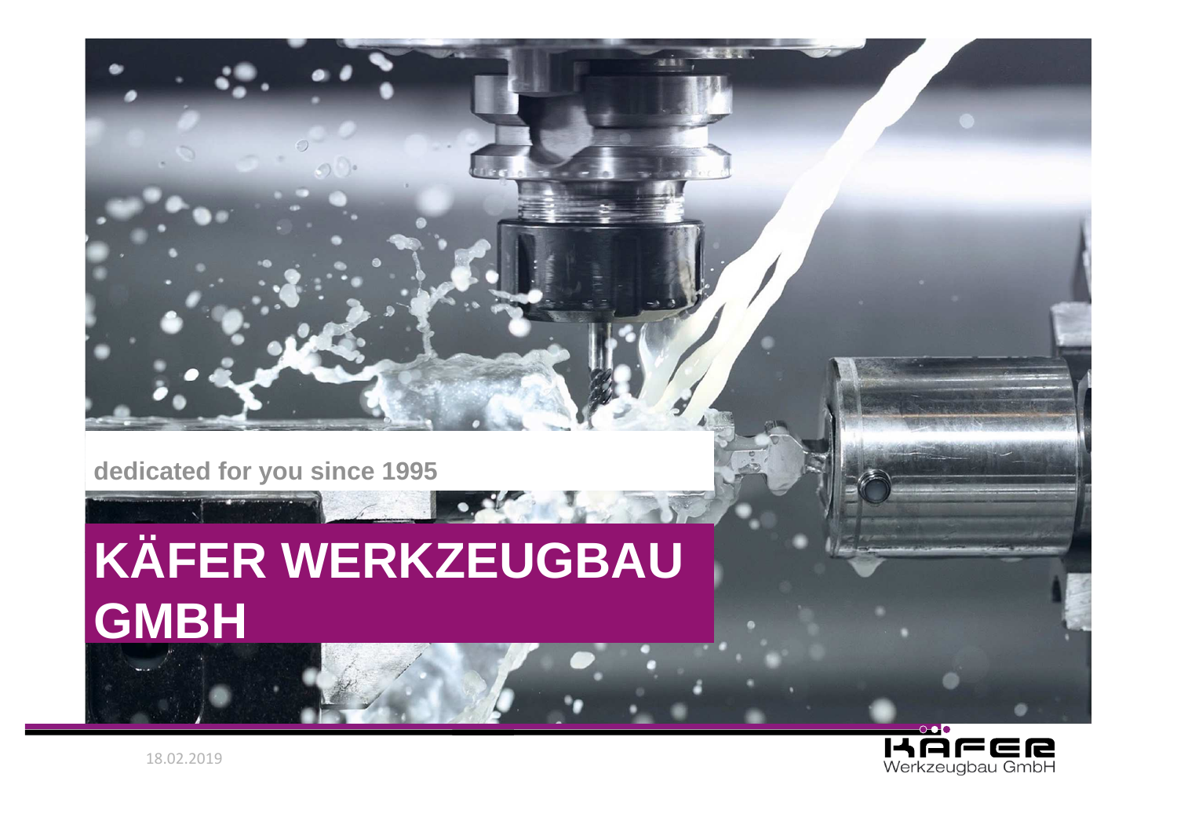dedicated for you since 1995

# KÄFER WERKZEUGBAU GMBH

18.02.2019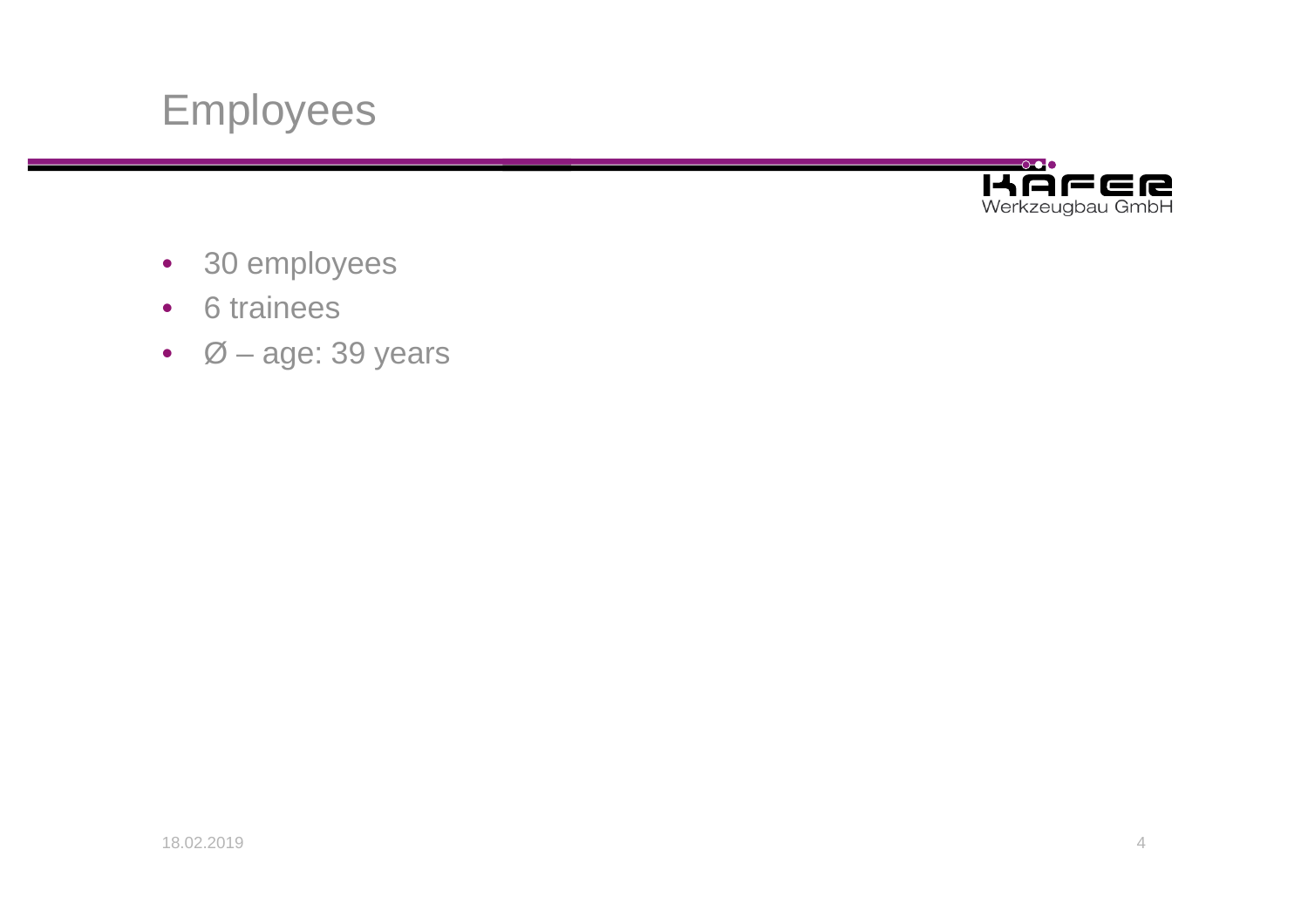# Employees

- 30 employees
- 6 trainees
- Ø – age: 39 years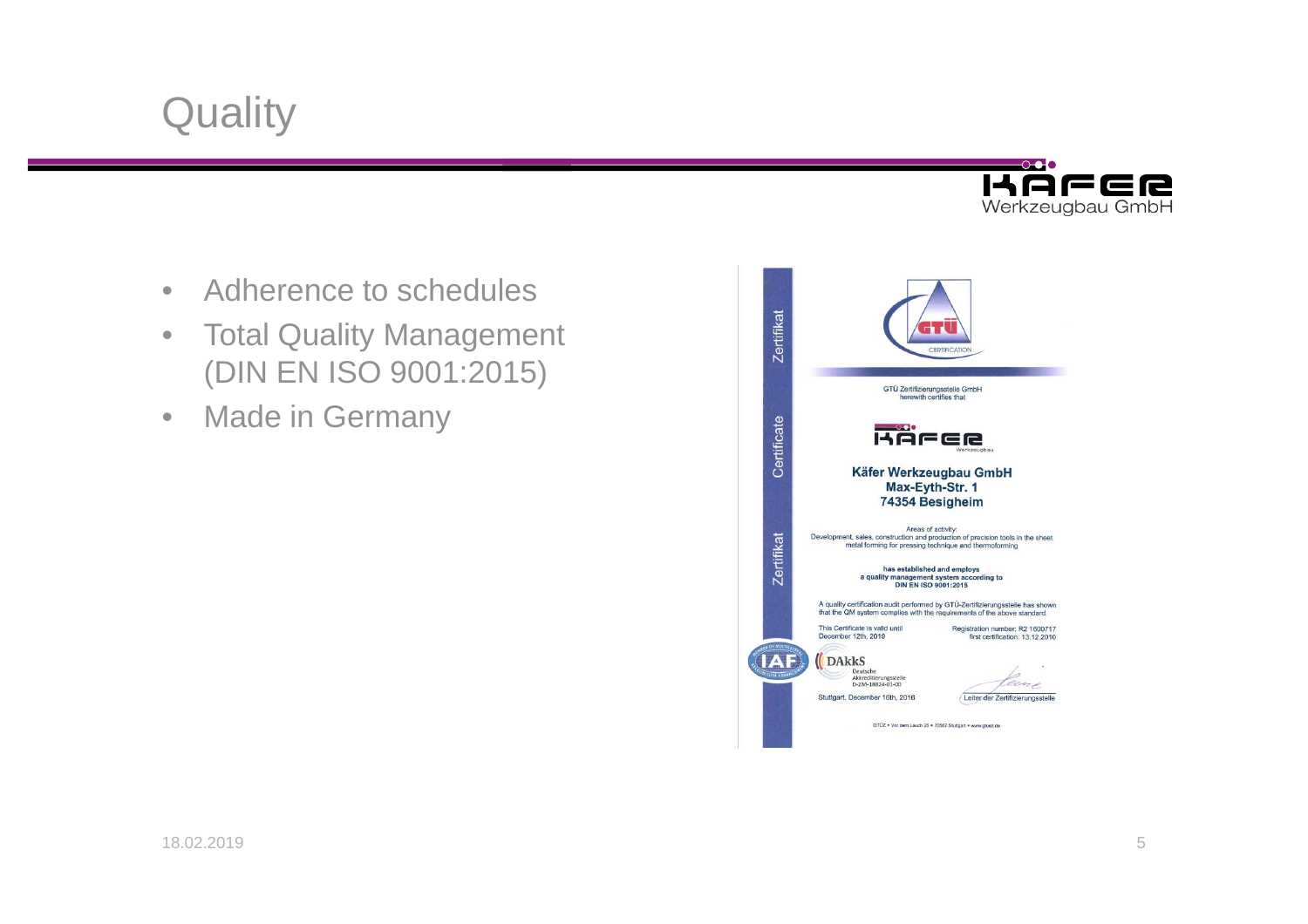# Quality

Käfer Werkzeugbau GmbH

- Adherence to schedules
- Total Quality Management (DIN EN ISO 9001:2015)
- Made in Germany

Zertifikat Certificate Zertifikat

GTÜ CERTIFICATION

GTÜ Zertifizierungsstelle GmbH
herewith certifies that

KÄFER Werkzeugbau

**Käfer Werkzeugbau GmbH**
**Max-Eyth-Str. 1**
**74354 Besigheim**

Areas of activity:
Development, sales, construction and production of precision tools in the sheet metal forming for pressing technique and thermoforming

**has established and employs**
**a quality management system according to**
**DIN EN ISO 9001:2015**

A quality certification audit performed by GTÜ-Zertifizierungsstelle has shown that the QM system complies with the requirements of the above standard.

This Certificate is valid until December 12th, 2019

Registration number: R2 1600717
first certification: 13.12.2010

IAF

DAkkS Deutsche Akkreditierungsstelle D-ZM-18824-01-00

Stuttgart, December 16th, 2016

Leiter der Zertifizierungsstelle

GTÜ • Vor dem Lauch 25 • 70567 Stuttgart • www.gtuez.de

18.02.2019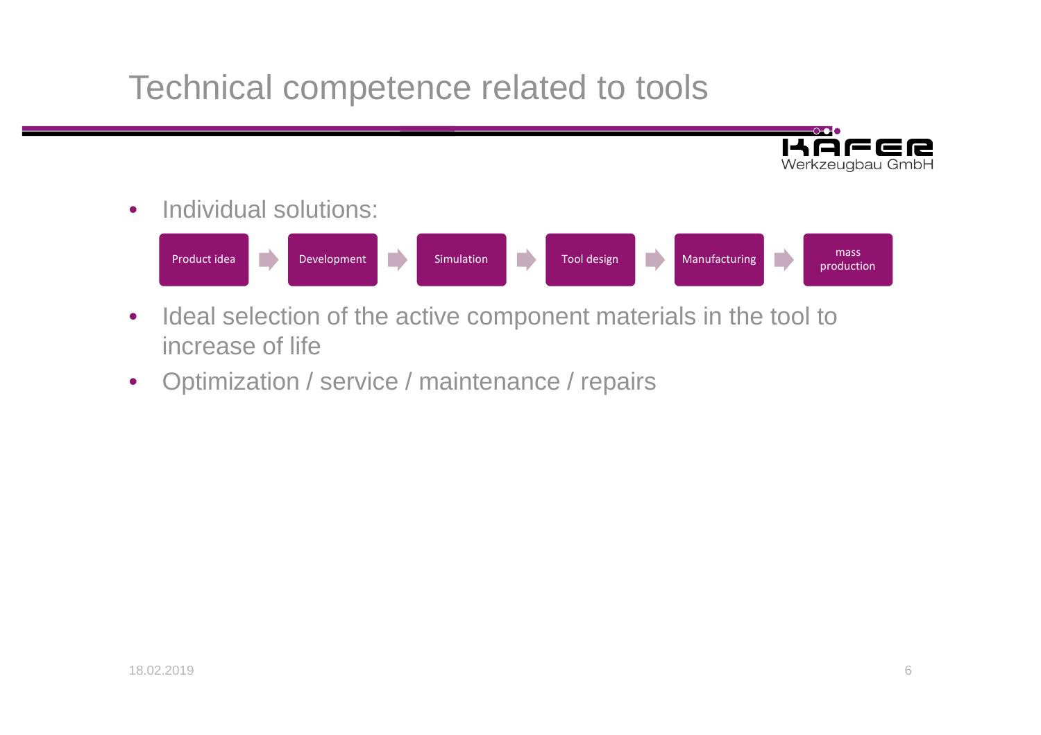# Technical competence related to tools

KÄFER Werkzeugbau GmbH

- Individual solutions:

  Product idea → Development → Simulation → Tool design → Manufacturing → mass production

- Ideal selection of the active component materials in the tool to increase of life
- Optimization / service / maintenance / repairs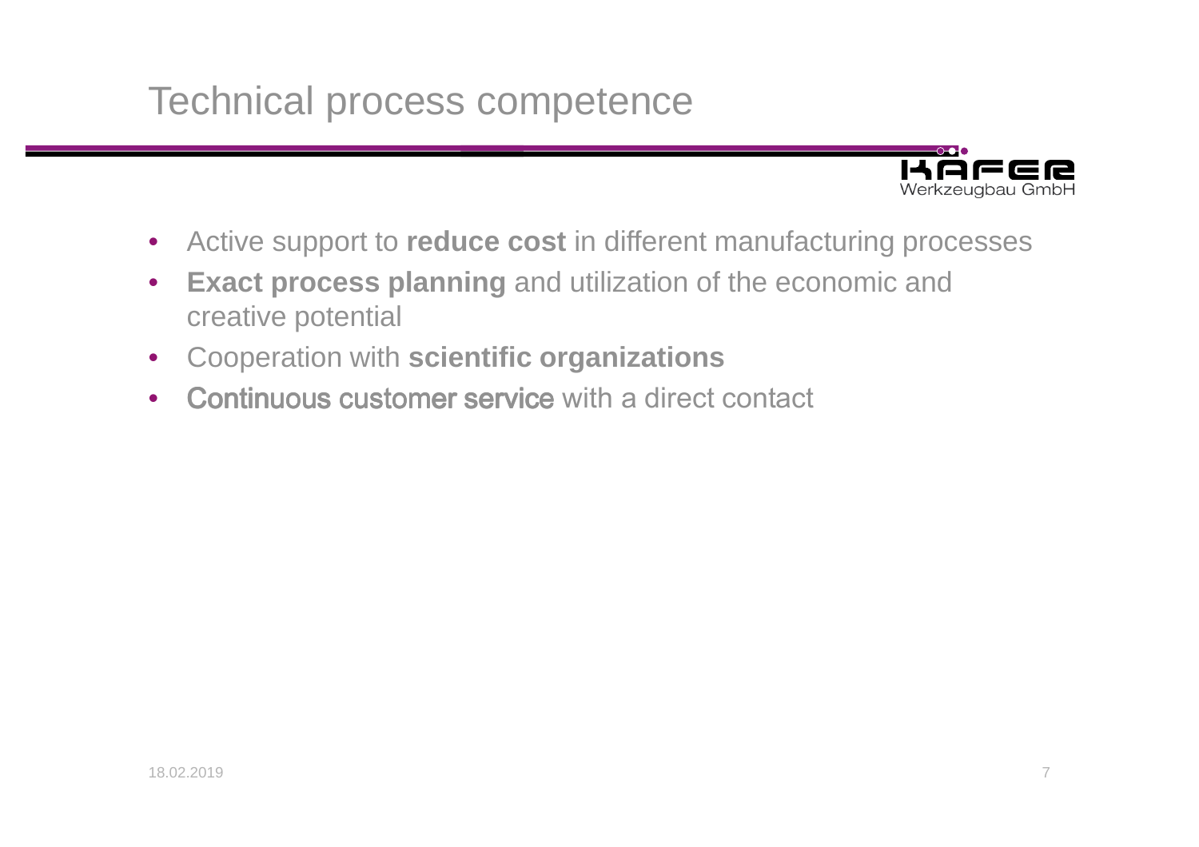# Technical process competence

- Active support to **reduce cost** in different manufacturing processes
- **Exact process planning** and utilization of the economic and creative potential
- Cooperation with **scientific organizations**
- **Continuous customer service** with a direct contact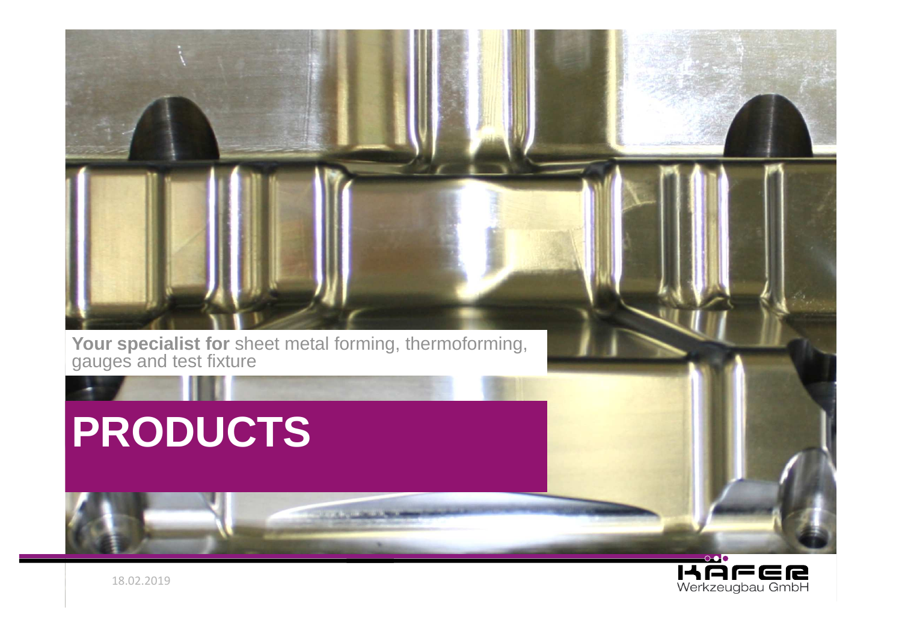**Your specialist for** sheet metal forming, thermoforming, gauges and test fixture

# PRODUCTS

18.02.2019

KÄFER Werkzeugbau GmbH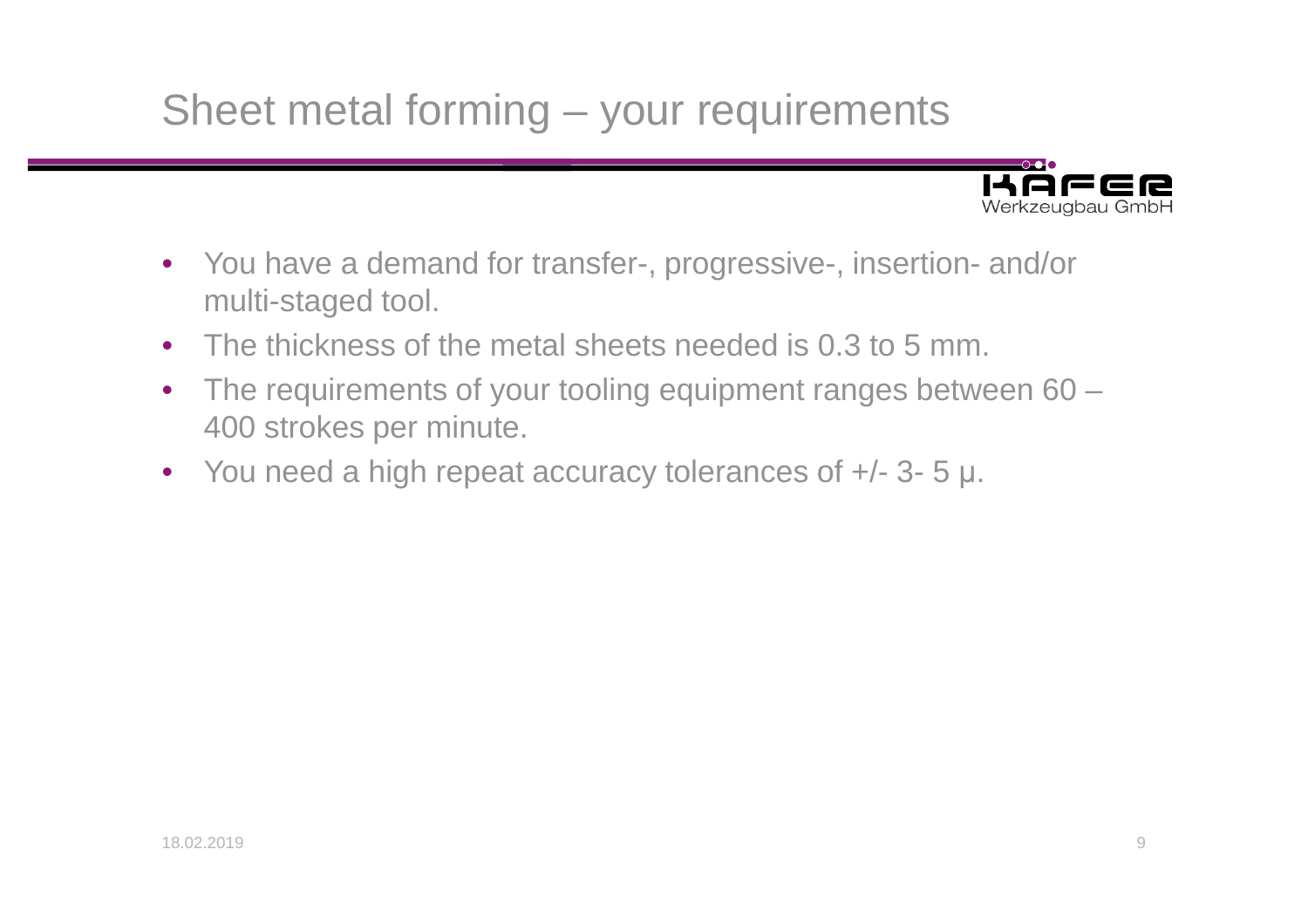# Sheet metal forming – your requirements

- You have a demand for transfer-, progressive-, insertion- and/or multi-staged tool.
- The thickness of the metal sheets needed is 0.3 to 5 mm.
- The requirements of your tooling equipment ranges between 60 – 400 strokes per minute.
- You need a high repeat accuracy tolerances of +/- 3- 5 µ.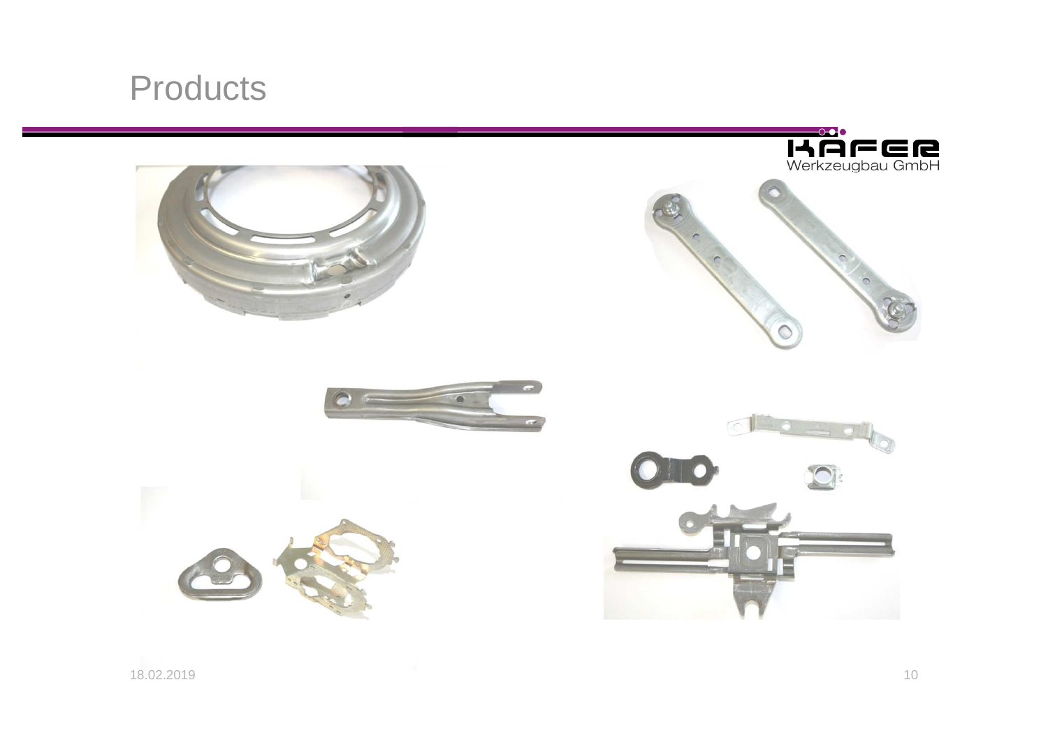# Products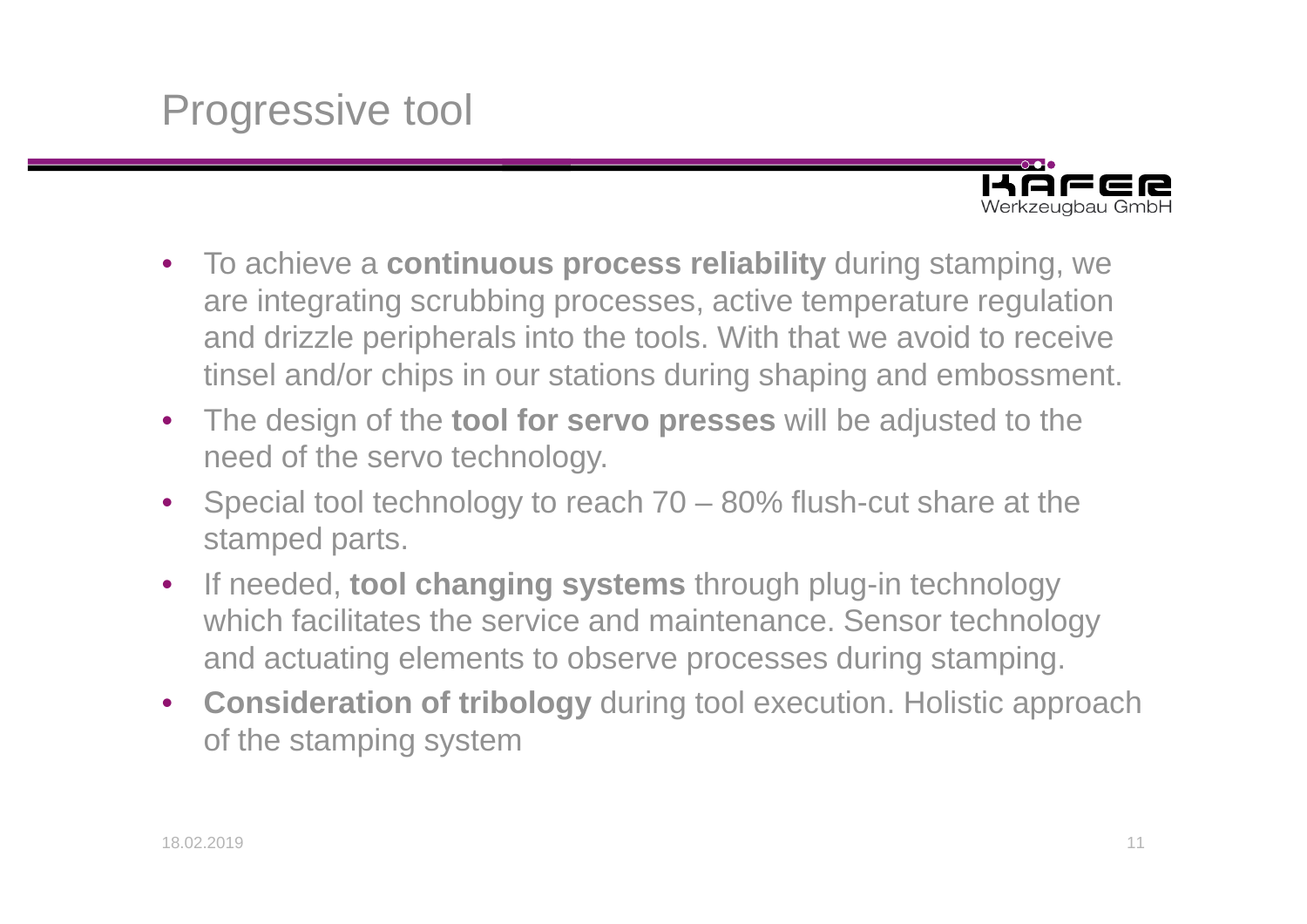# Progressive tool

- To achieve a **continuous process reliability** during stamping, we are integrating scrubbing processes, active temperature regulation and drizzle peripherals into the tools. With that we avoid to receive tinsel and/or chips in our stations during shaping and embossment.
- The design of the **tool for servo presses** will be adjusted to the need of the servo technology.
- Special tool technology to reach 70 – 80% flush-cut share at the stamped parts.
- If needed, **tool changing systems** through plug-in technology which facilitates the service and maintenance. Sensor technology and actuating elements to observe processes during stamping.
- **Consideration of tribology** during tool execution. Holistic approach of the stamping system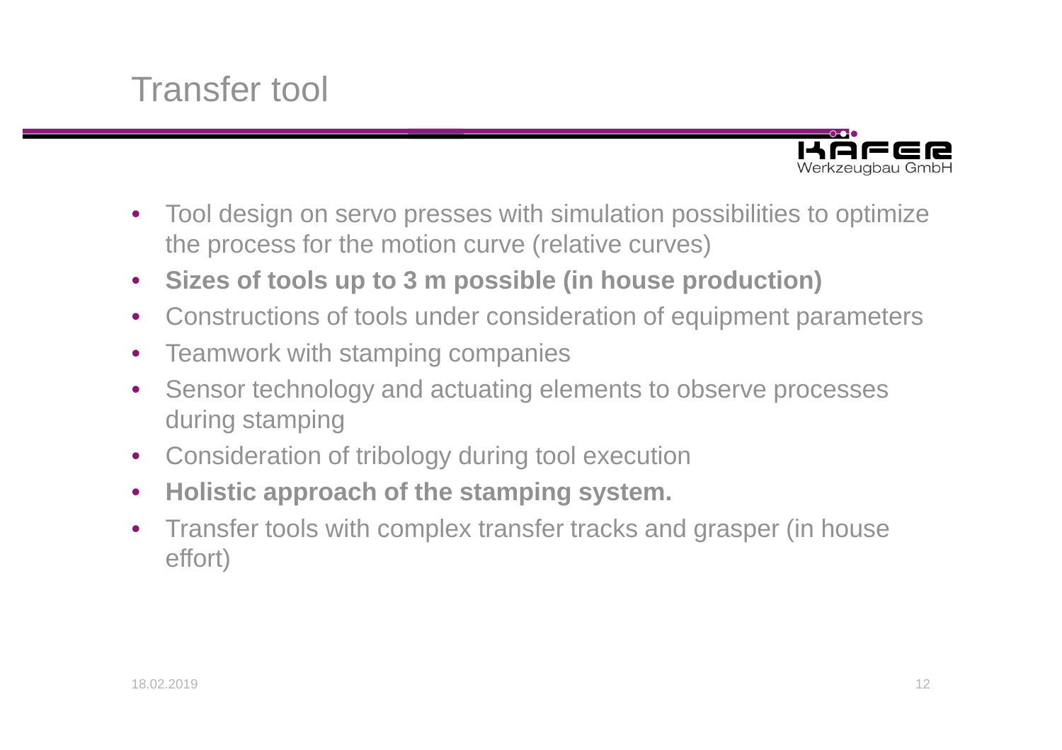# Transfer tool

- Tool design on servo presses with simulation possibilities to optimize the process for the motion curve (relative curves)
- **Sizes of tools up to 3 m possible (in house production)**
- Constructions of tools under consideration of equipment parameters
- Teamwork with stamping companies
- Sensor technology and actuating elements to observe processes during stamping
- Consideration of tribology during tool execution
- **Holistic approach of the stamping system.**
- Transfer tools with complex transfer tracks and grasper (in house effort)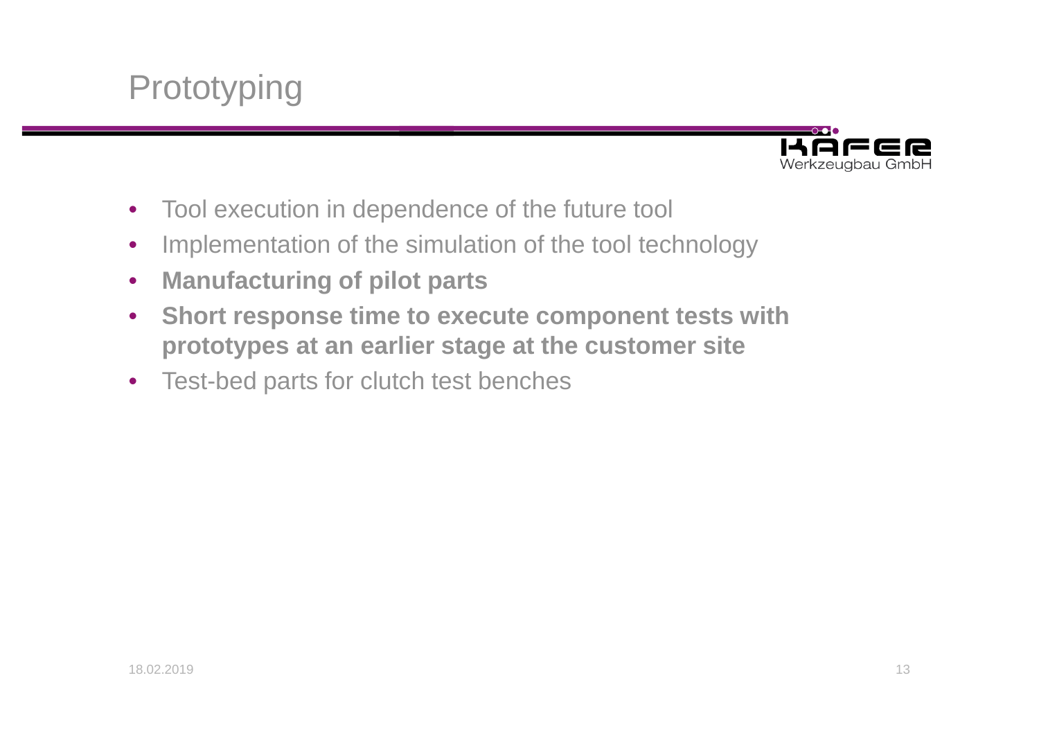# Prototyping

- Tool execution in dependence of the future tool
- Implementation of the simulation of the tool technology
- **Manufacturing of pilot parts**
- **Short response time to execute component tests with prototypes at an earlier stage at the customer site**
- Test-bed parts for clutch test benches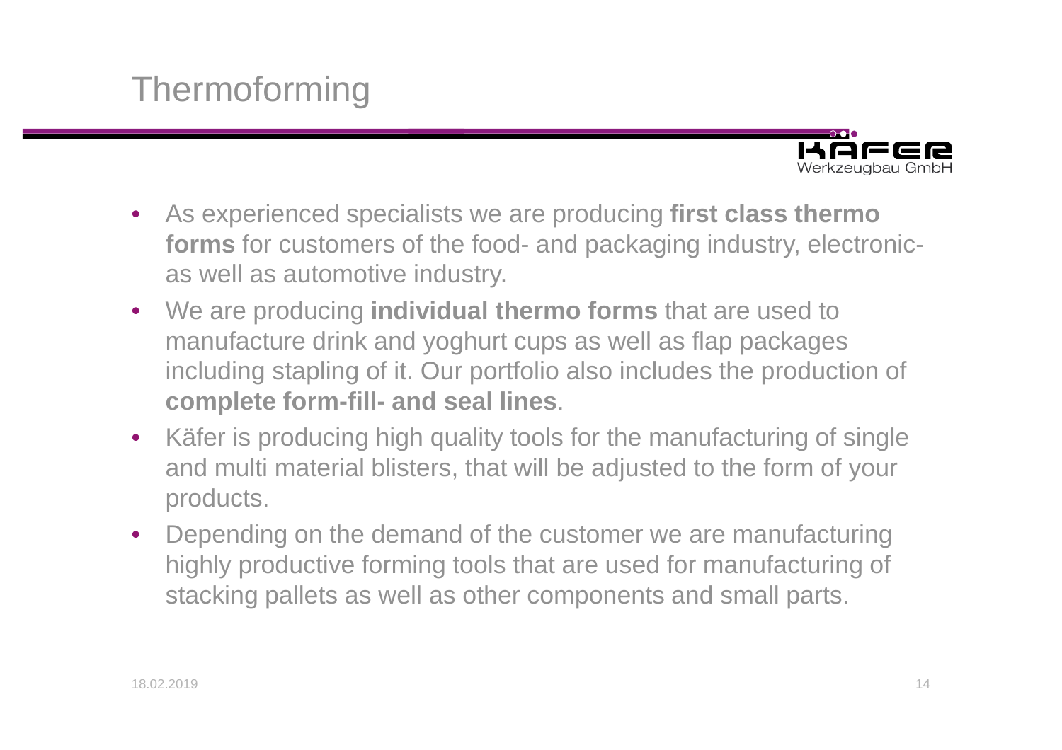# Thermoforming

- As experienced specialists we are producing **first class thermo forms** for customers of the food- and packaging industry, electronic- as well as automotive industry.
- We are producing **individual thermo forms** that are used to manufacture drink and yoghurt cups as well as flap packages including stapling of it. Our portfolio also includes the production of **complete form-fill- and seal lines**.
- Käfer is producing high quality tools for the manufacturing of single and multi material blisters, that will be adjusted to the form of your products.
- Depending on the demand of the customer we are manufacturing highly productive forming tools that are used for manufacturing of stacking pallets as well as other components and small parts.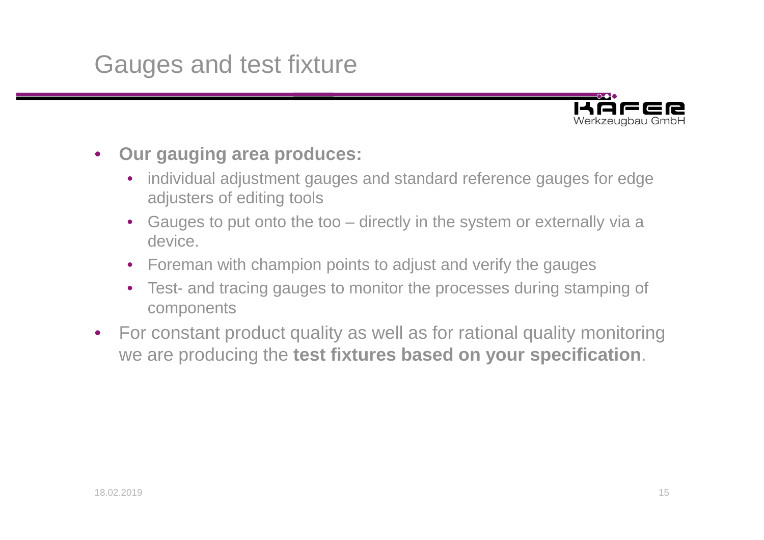# Gauges and test fixture

- **Our gauging area produces:**
  - individual adjustment gauges and standard reference gauges for edge adjusters of editing tools
  - Gauges to put onto the too – directly in the system or externally via a device.
  - Foreman with champion points to adjust and verify the gauges
  - Test- and tracing gauges to monitor the processes during stamping of components
- For constant product quality as well as for rational quality monitoring we are producing the **test fixtures based on your specification**.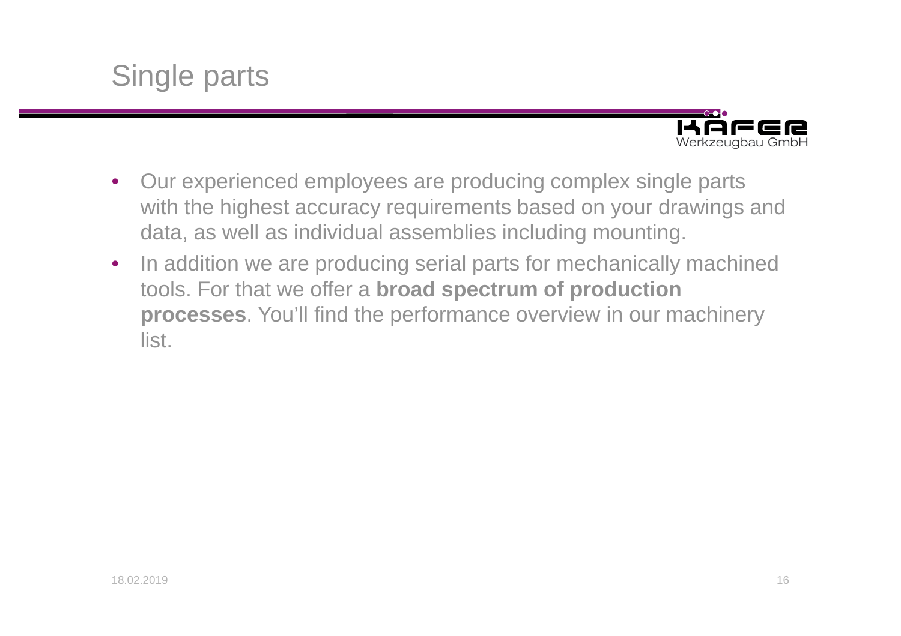# Single parts

- Our experienced employees are producing complex single parts with the highest accuracy requirements based on your drawings and data, as well as individual assemblies including mounting.
- In addition we are producing serial parts for mechanically machined tools. For that we offer a **broad spectrum of production processes**. You'll find the performance overview in our machinery list.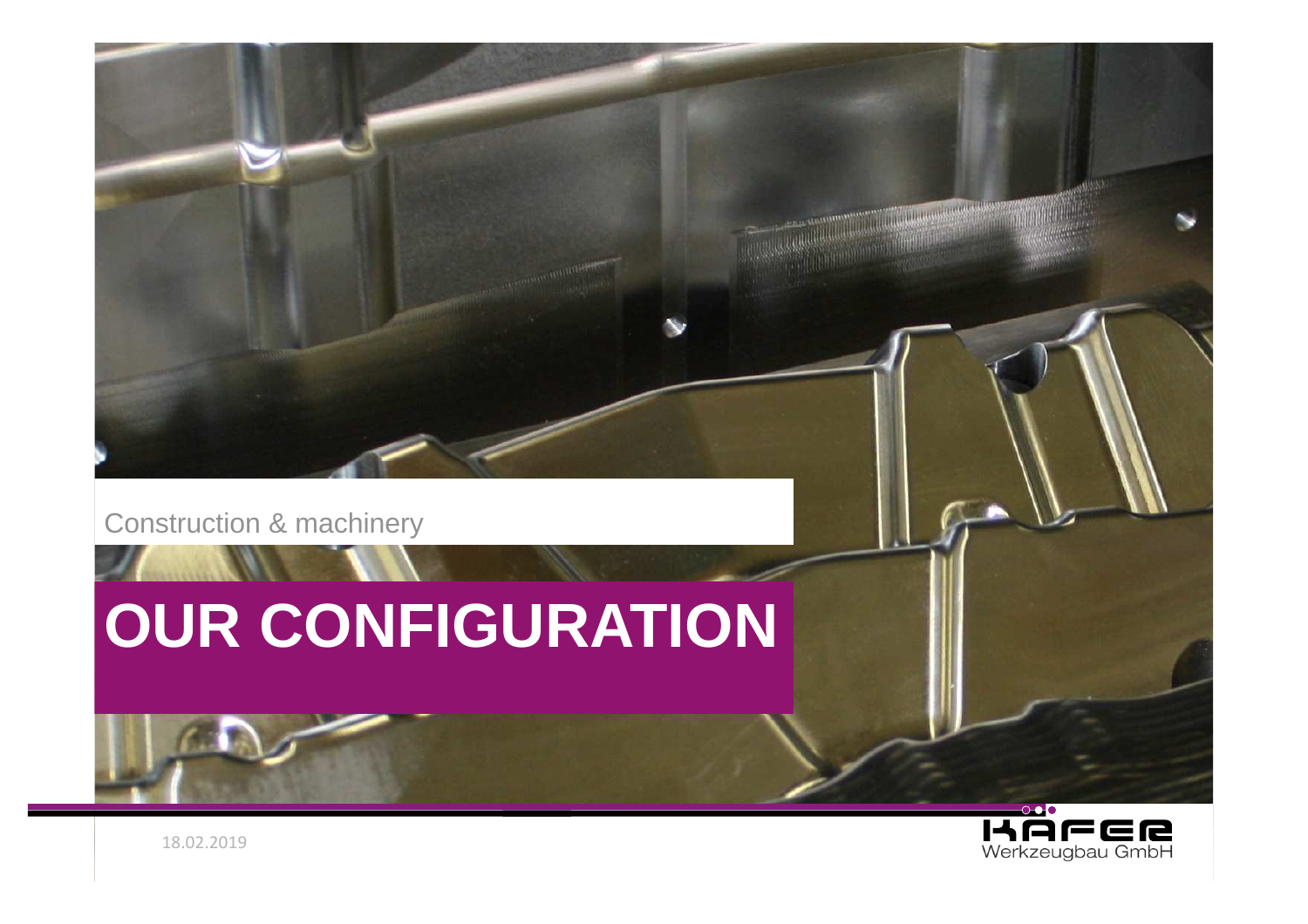Construction & machinery

# OUR CONFIGURATION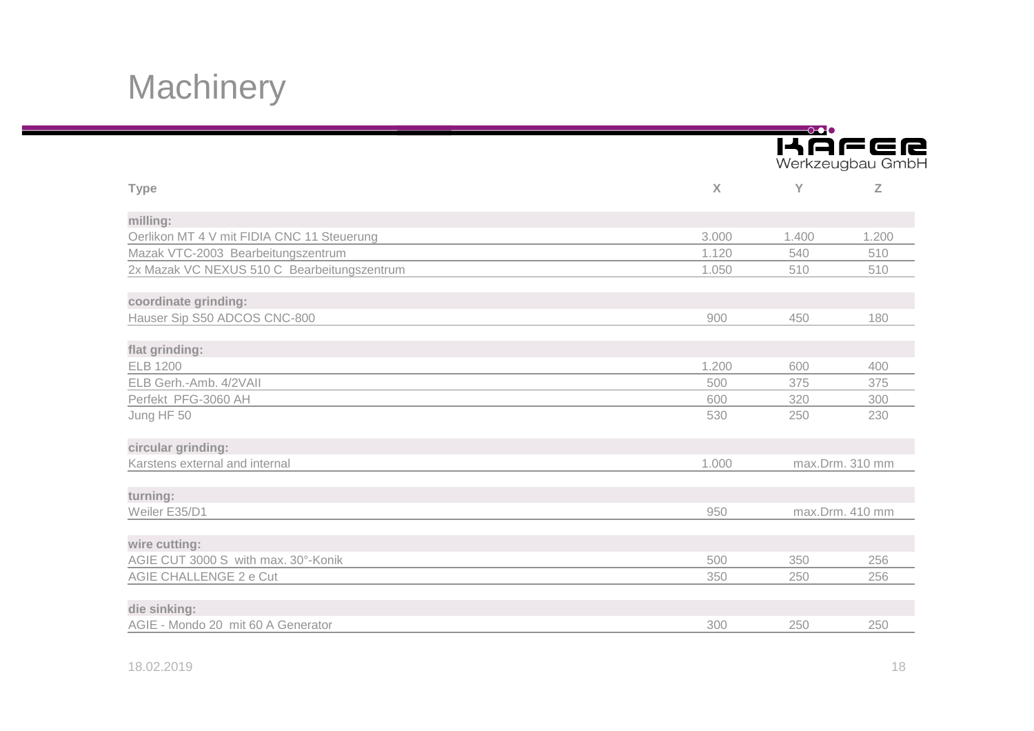# Machinery

KÄFER Werkzeugbau GmbH

| Type | X | Y | Z |
|---|---|---|---|
| **milling:** | | | |
| Oerlikon MT 4 V mit FIDIA CNC 11 Steuerung | 3.000 | 1.400 | 1.200 |
| Mazak VTC-2003 Bearbeitungszentrum | 1.120 | 540 | 510 |
| 2x Mazak VC NEXUS 510 C Bearbeitungszentrum | 1.050 | 510 | 510 |
| **coordinate grinding:** | | | |
| Hauser Sip S50 ADCOS CNC-800 | 900 | 450 | 180 |
| **flat grinding:** | | | |
| ELB 1200 | 1.200 | 600 | 400 |
| ELB Gerh.-Amb. 4/2VAII | 500 | 375 | 375 |
| Perfekt PFG-3060 AH | 600 | 320 | 300 |
| Jung HF 50 | 530 | 250 | 230 |
| **circular grinding:** | | | |
| Karstens external and internal | 1.000 | max.Drm. 310 mm | |
| **turning:** | | | |
| Weiler E35/D1 | 950 | max.Drm. 410 mm | |
| **wire cutting:** | | | |
| AGIE CUT 3000 S with max. 30°-Konik | 500 | 350 | 256 |
| AGIE CHALLENGE 2 e Cut | 350 | 250 | 256 |
| **die sinking:** | | | |
| AGIE - Mondo 20 mit 60 A Generator | 300 | 250 | 250 |

18.02.2019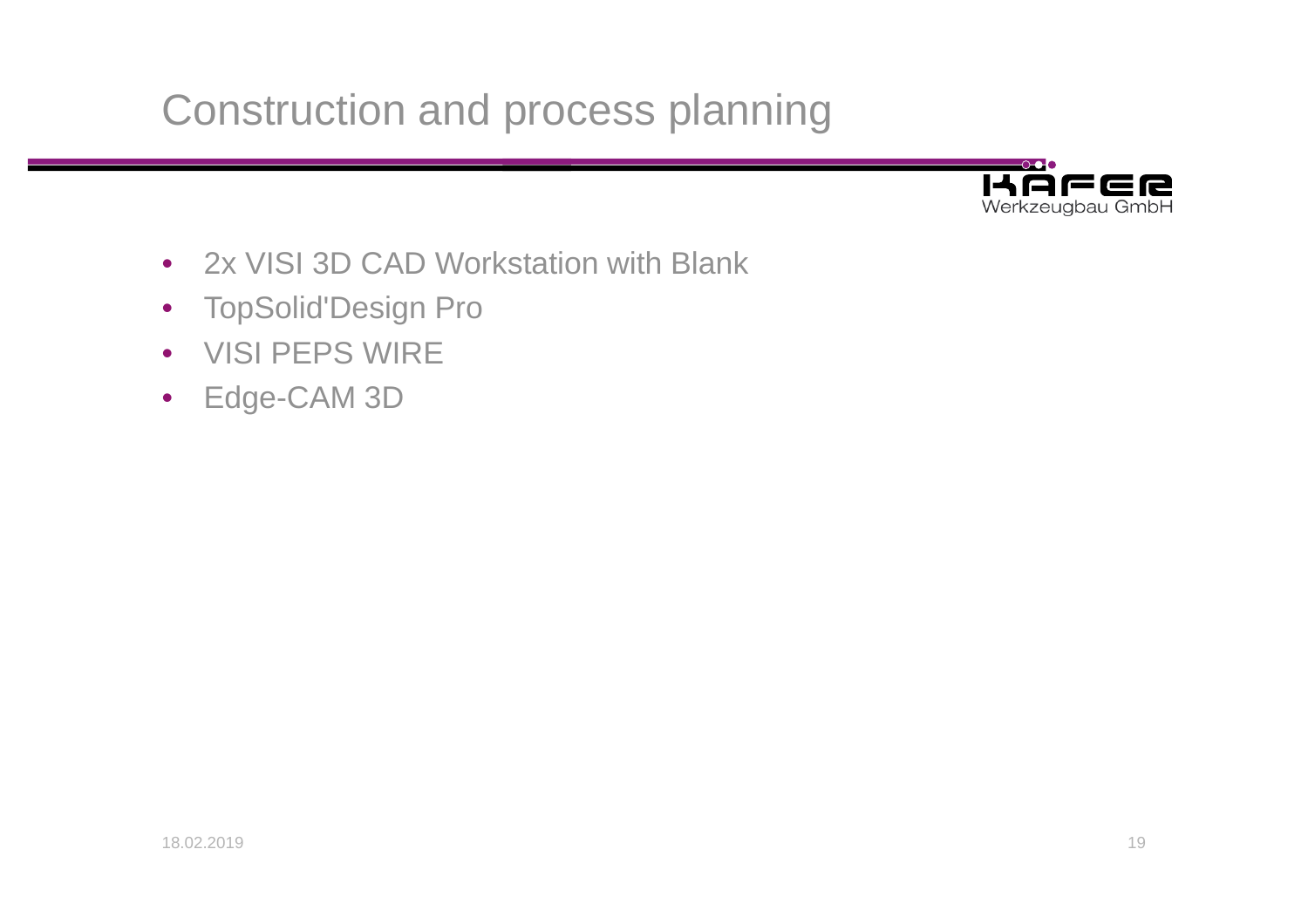# Construction and process planning

- 2x VISI 3D CAD Workstation with Blank
- TopSolid'Design Pro
- VISI PEPS WIRE
- Edge-CAM 3D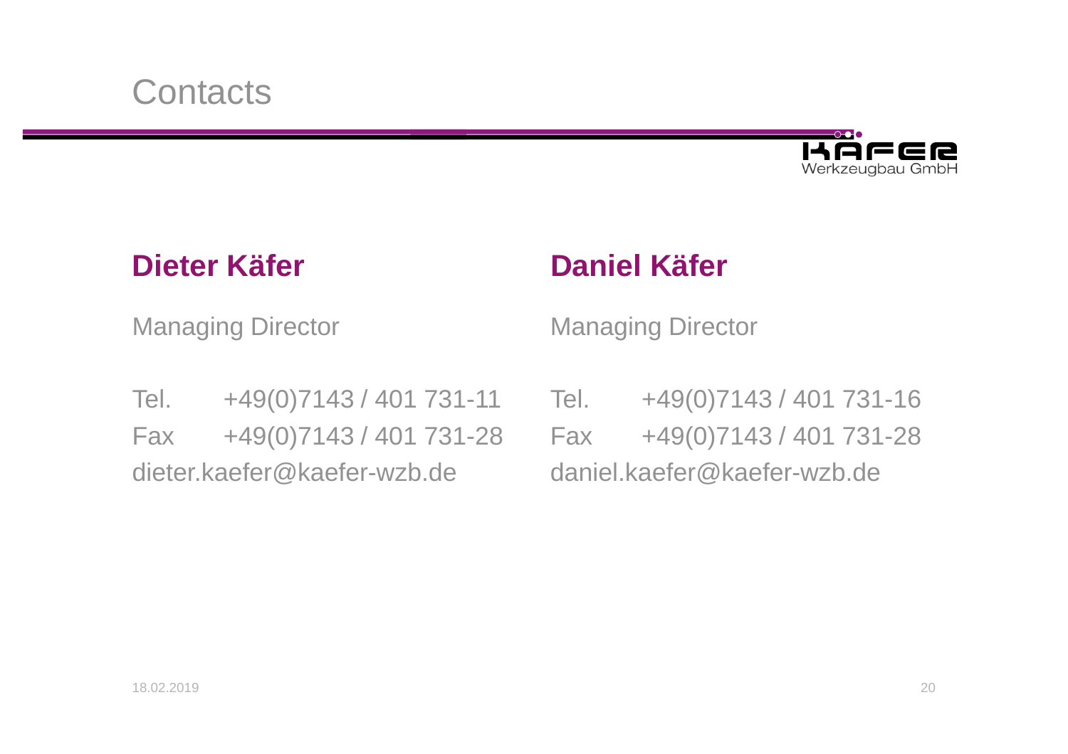# Contacts

Käfer Werkzeugbau GmbH

## Dieter Käfer

Managing Director

Tel. +49(0)7143 / 401 731-11
Fax +49(0)7143 / 401 731-28
dieter.kaefer@kaefer-wzb.de

## Daniel Käfer

Managing Director

Tel. +49(0)7143 / 401 731-16
Fax +49(0)7143 / 401 731-28
daniel.kaefer@kaefer-wzb.de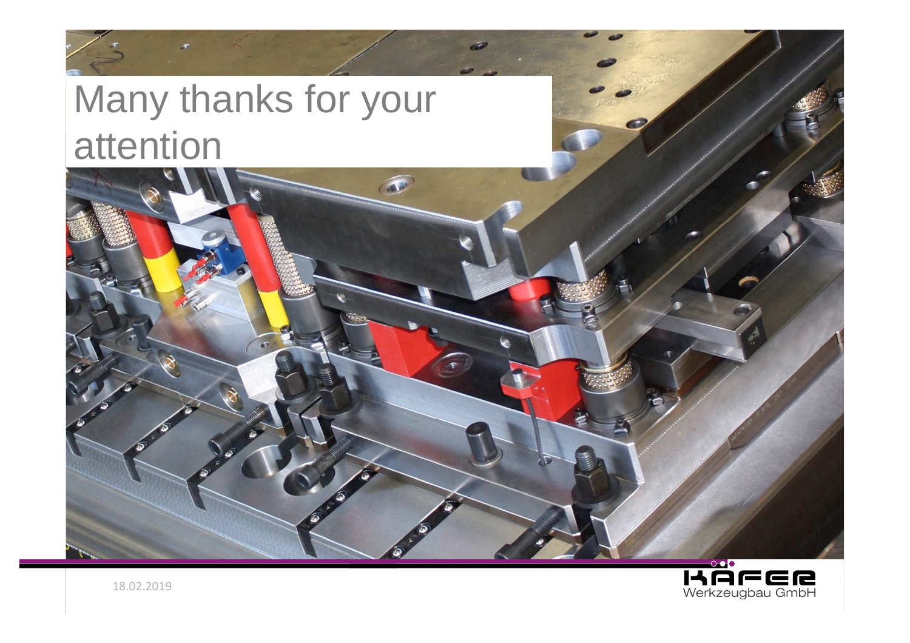# Many thanks for your attention